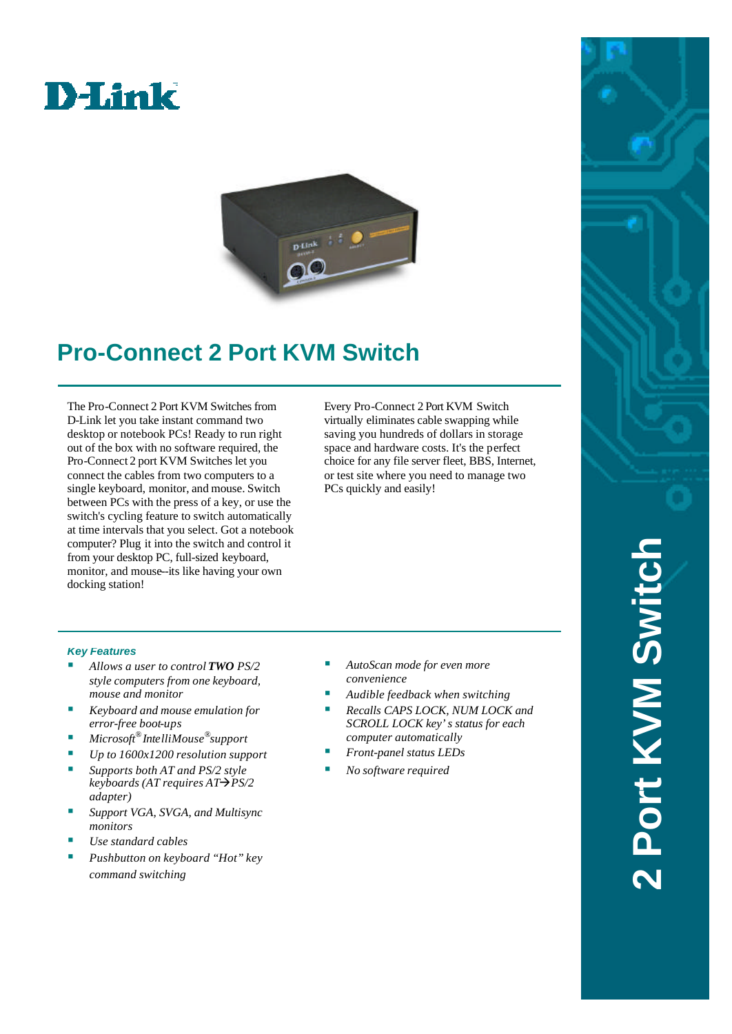D-Link

# Pro-Connect 2 Port KVM Switch

The Pro-Connect 2 Port KVM Switches from D-Link let you take instant command two desktop or notebook PCs! Ready to run right out of the box with no software required, the Pro-Connect 2 port KVM Switches let you connect the cables from two computers to a single keyboard, monitor, and mouse. Switch between PCs with the press of a key, or use the switch's cycling feature to switch automatically at time intervals that you select. Got a notebook computer? Plug it into the switch and control it from your desktop PC, full-sized keyboard, monitor, and mouse--its like having your own docking station!

Every Pro-Connect 2 Port KVM Switch virtually eliminates cable swapping while saving you hundreds of dollars in storage space and hardware costs. It's the perfect choice for any file server fleet, BBS, Internet, or test site where you need to manage two PCs quickly and easily!

### *Key Features*

- *Allows a user to control **TWO** PS/2 style computers from one keyboard, mouse and monitor*
- *Keyboard and mouse emulation for error-free boot-ups*
- *Microsoft® IntelliMouse® support*
- *Up to 1600x1200 resolution support*
- *Supports both AT and PS/2 style keyboards (AT requires AT→PS/2 adapter)*
- *Support VGA, SVGA, and Multisync monitors*
- *Use standard cables*
- *Pushbutton on keyboard "Hot" key command switching*
- *AutoScan mode for even more convenience*
- *Audible feedback when switching*
- *Recalls CAPS LOCK, NUM LOCK and SCROLL LOCK key's status for each computer automatically*
- *Front-panel status LEDs*
- *No software required*

2 Port KVM Switch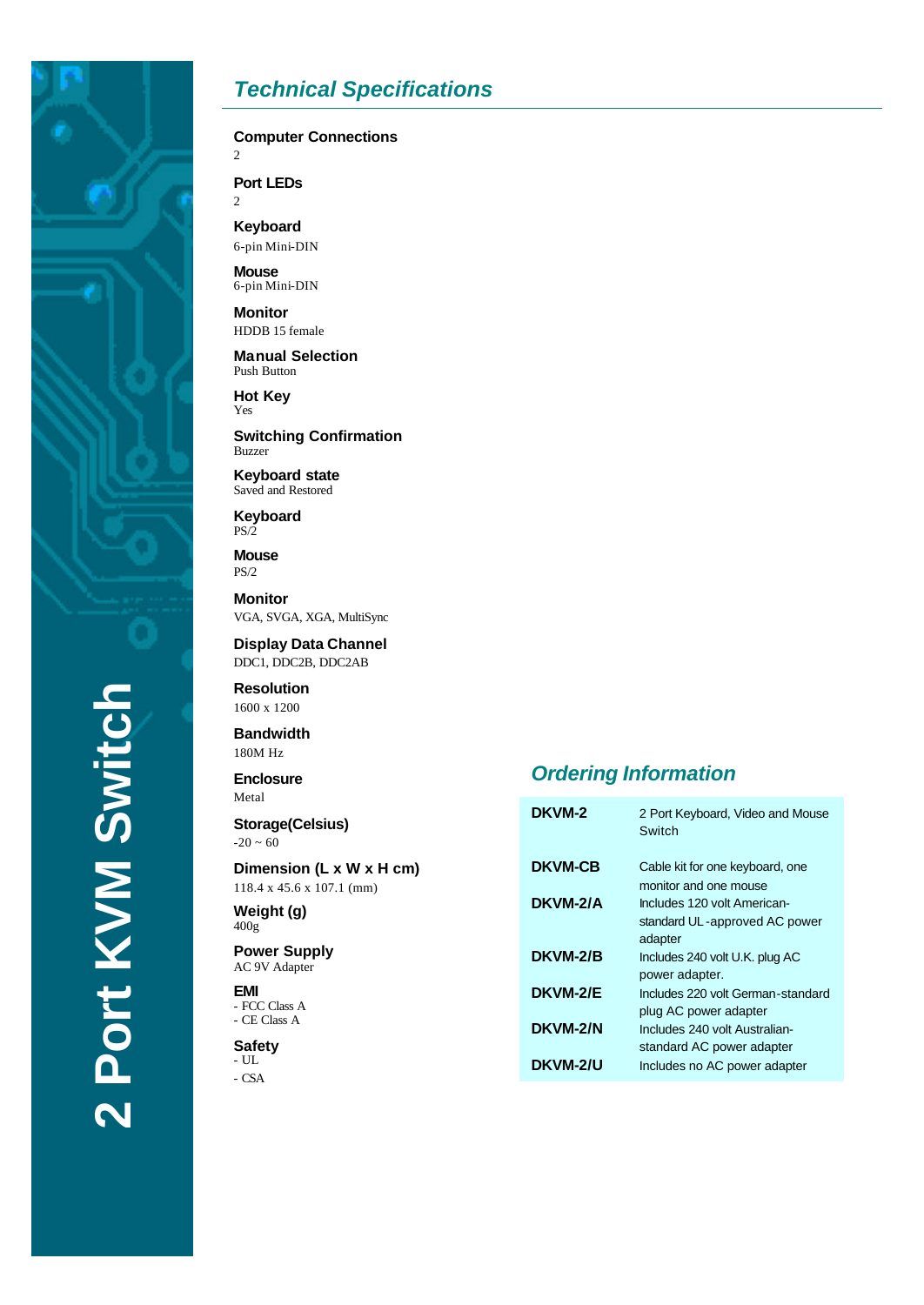# 2 Port KVM Switch

## Technical Specifications

**Computer Connections**
2

**Port LEDs**
2

**Keyboard**
6-pin Mini-DIN

**Mouse**
6-pin Mini-DIN

**Monitor**
HDDB 15 female

**Manual Selection**
Push Button

**Hot Key**
Yes

**Switching Confirmation**
Buzzer

**Keyboard state**
Saved and Restored

**Keyboard**
PS/2

**Mouse**
PS/2

**Monitor**
VGA, SVGA, XGA, MultiSync

**Display Data Channel**
DDC1, DDC2B, DDC2AB

**Resolution**
1600 x 1200

**Bandwidth**
180M Hz

**Enclosure**
Metal

**Storage(Celsius)**
-20 ~ 60

**Dimension (L x W x H cm)**
118.4 x 45.6 x 107.1 (mm)

**Weight (g)**
400g

**Power Supply**
AC 9V Adapter

**EMI**
- FCC Class A
- CE Class A

**Safety**
- UL
- CSA

## Ordering Information

| | |
|---|---|
| **DKVM-2** | 2 Port Keyboard, Video and Mouse Switch |
| **DKVM-CB** | Cable kit for one keyboard, one monitor and one mouse |
| **DKVM-2/A** | Includes 120 volt American-standard UL-approved AC power adapter |
| **DKVM-2/B** | Includes 240 volt U.K. plug AC power adapter. |
| **DKVM-2/E** | Includes 220 volt German-standard plug AC power adapter |
| **DKVM-2/N** | Includes 240 volt Australian-standard AC power adapter |
| **DKVM-2/U** | Includes no AC power adapter |